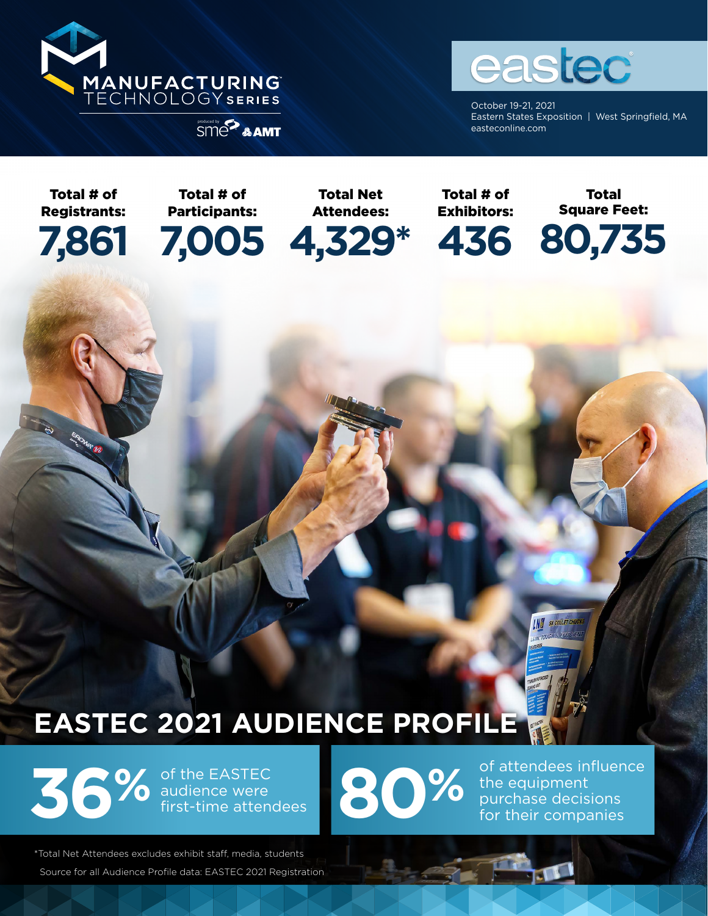MANUFACTURING TECHNOLOGY SERIES

produced by SME & AMT

# eastec

October 19-21, 2021
Eastern States Exposition | West Springfield, MA
easteconline.com

| Total # of Registrants: | Total # of Participants: | Total Net Attendees: | Total # of Exhibitors: | Total Square Feet: |
|---|---|---|---|---|
| 7,861 | 7,005 | 4,329* | 436 | 80,735 |

# EASTEC 2021 AUDIENCE PROFILE

**36%** of the EASTEC audience were first-time attendees

**80%** of attendees influence the equipment purchase decisions for their companies

*Total Net Attendees excludes exhibit staff, media, students

Source for all Audience Profile data: EASTEC 2021 Registration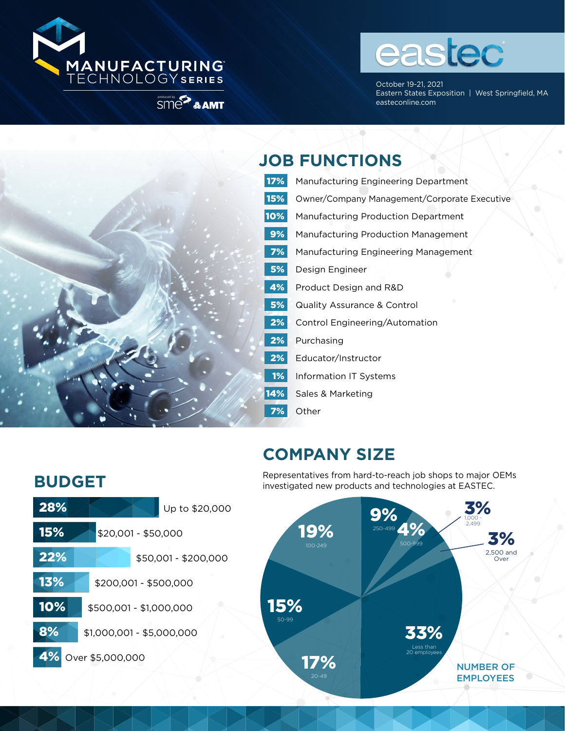MANUFACTURING TECHNOLOGY SERIES

produced by sme & AMT

eastec

October 19-21, 2021
Eastern States Exposition | West Springfield, MA
easteconline.com

## JOB FUNCTIONS

| % | Job Function |
|---|---|
| 17% | Manufacturing Engineering Department |
| 15% | Owner/Company Management/Corporate Executive |
| 10% | Manufacturing Production Department |
| 9% | Manufacturing Production Management |
| 7% | Manufacturing Engineering Management |
| 5% | Design Engineer |
| 4% | Product Design and R&D |
| 5% | Quality Assurance & Control |
| 2% | Control Engineering/Automation |
| 2% | Purchasing |
| 2% | Educator/Instructor |
| 1% | Information IT Systems |
| 14% | Sales & Marketing |
| 7% | Other |

## BUDGET

| % | Budget |
|---|---|
| 28% | Up to $20,000 |
| 15% | $20,001 - $50,000 |
| 22% | $50,001 - $200,000 |
| 13% | $200,001 - $500,000 |
| 10% | $500,001 - $1,000,000 |
| 8% | $1,000,001 - $5,000,000 |
| 4% | Over $5,000,000 |

## COMPANY SIZE

Representatives from hard-to-reach job shops to major OEMs investigated new products and technologies at EASTEC.

NUMBER OF EMPLOYEES

| % | Number of Employees |
|---|---|
| 33% | Less than 20 employees |
| 17% | 20-49 |
| 15% | 50-99 |
| 19% | 100-249 |
| 9% | 250-499 |
| 4% | 500-999 |
| 3% | 1,000 - 2,499 |
| 3% | 2,500 and Over |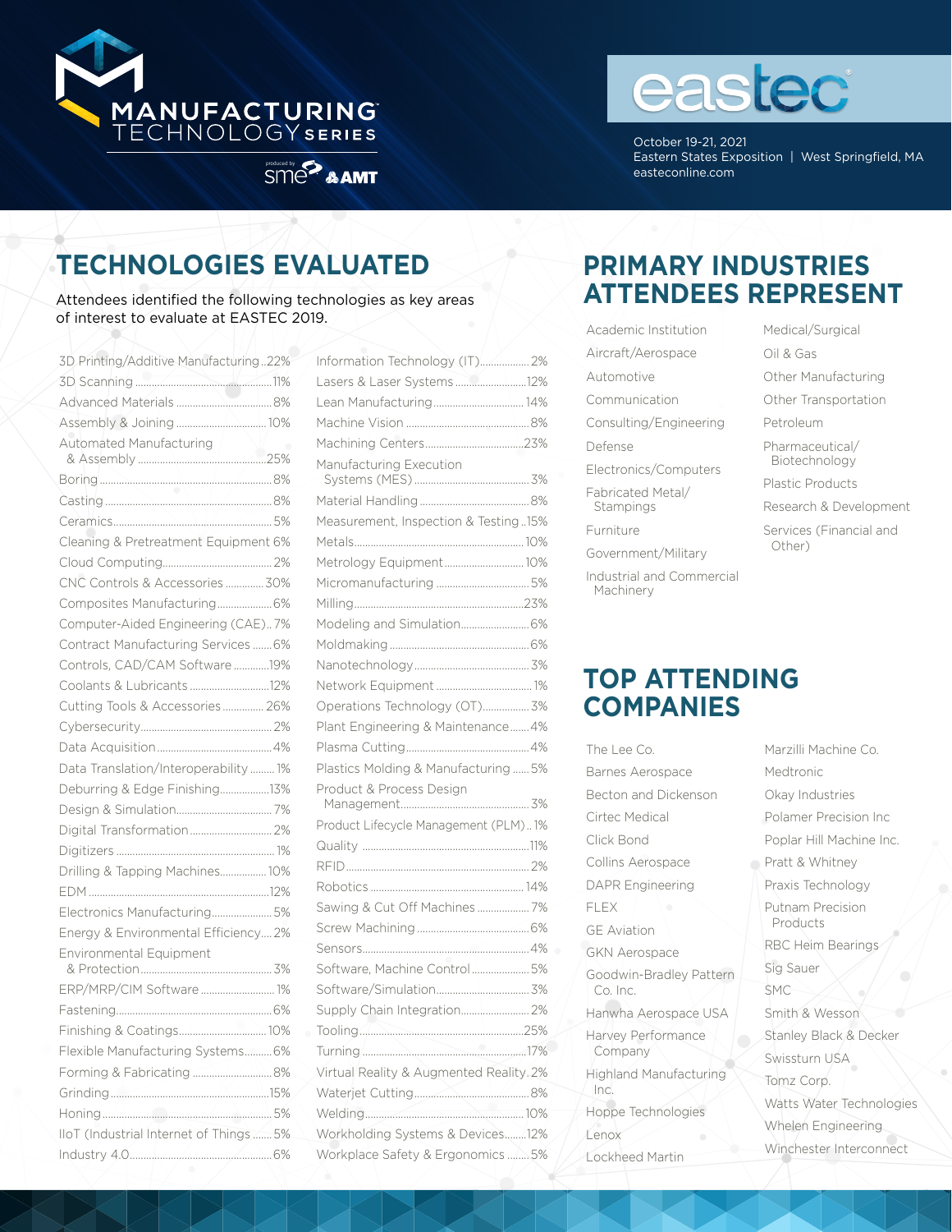MANUFACTURING TECHNOLOGY SERIES

produced by sme & AMT

eastec®

October 19-21, 2021
Eastern States Exposition | West Springfield, MA
easteconline.com

# TECHNOLOGIES EVALUATED

Attendees identified the following technologies as key areas of interest to evaluate at EASTEC 2019.

- 3D Printing/Additive Manufacturing ..22%
- 3D Scanning ....11%
- Advanced Materials ....8%
- Assembly & Joining ....10%
- Automated Manufacturing & Assembly ....25%
- Boring ....8%
- Casting ....8%
- Ceramics ....5%
- Cleaning & Pretreatment Equipment 6%
- Cloud Computing ....2%
- CNC Controls & Accessories ....30%
- Composites Manufacturing ....6%
- Computer-Aided Engineering (CAE) .. 7%
- Contract Manufacturing Services ....6%
- Controls, CAD/CAM Software ....19%
- Coolants & Lubricants ....12%
- Cutting Tools & Accessories ....26%
- Cybersecurity ....2%
- Data Acquisition ....4%
- Data Translation/Interoperability ....1%
- Deburring & Edge Finishing ....13%
- Design & Simulation ....7%
- Digital Transformation ....2%
- Digitizers ....1%
- Drilling & Tapping Machines ....10%
- EDM ....12%
- Electronics Manufacturing ....5%
- Energy & Environmental Efficiency ....2%
- Environmental Equipment & Protection ....3%
- ERP/MRP/CIM Software ....1%
- Fastening ....6%
- Finishing & Coatings ....10%
- Flexible Manufacturing Systems ....6%
- Forming & Fabricating ....8%
- Grinding ....15%
- Honing ....5%
- IIoT (Industrial Internet of Things ....5%
- Industry 4.0 ....6%
- Information Technology (IT) ....2%
- Lasers & Laser Systems ....12%
- Lean Manufacturing ....14%
- Machine Vision ....8%
- Machining Centers ....23%
- Manufacturing Execution Systems (MES) ....3%
- Material Handling ....8%
- Measurement, Inspection & Testing ..15%
- Metals ....10%
- Metrology Equipment ....10%
- Micromanufacturing ....5%
- Milling ....23%
- Modeling and Simulation ....6%
- Moldmaking ....6%
- Nanotechnology ....3%
- Network Equipment ....1%
- Operations Technology (OT) ....3%
- Plant Engineering & Maintenance ....4%
- Plasma Cutting ....4%
- Plastics Molding & Manufacturing ....5%
- Product & Process Design Management ....3%
- Product Lifecycle Management (PLM) .. 1%
- Quality ....11%
- RFID ....2%
- Robotics ....14%
- Sawing & Cut Off Machines ....7%
- Screw Machining ....6%
- Sensors ....4%
- Software, Machine Control ....5%
- Software/Simulation ....3%
- Supply Chain Integration ....2%
- Tooling ....25%
- Turning ....17%
- Virtual Reality & Augmented Reality. 2%
- Waterjet Cutting ....8%
- Welding ....10%
- Workholding Systems & Devices ....12%
- Workplace Safety & Ergonomics ....5%

# PRIMARY INDUSTRIES ATTENDEES REPRESENT

- Academic Institution
- Aircraft/Aerospace
- Automotive
- Communication
- Consulting/Engineering
- Defense
- Electronics/Computers
- Fabricated Metal/ Stampings
- Furniture
- Government/Military
- Industrial and Commercial Machinery
- Medical/Surgical
- Oil & Gas
- Other Manufacturing
- Other Transportation
- Petroleum
- Pharmaceutical/ Biotechnology
- Plastic Products
- Research & Development
- Services (Financial and Other)

# TOP ATTENDING COMPANIES

- The Lee Co.
- Barnes Aerospace
- Becton and Dickenson
- Cirtec Medical
- Click Bond
- Collins Aerospace
- DAPR Engineering
- FLEX
- GE Aviation
- GKN Aerospace
- Goodwin-Bradley Pattern Co. Inc.
- Hanwha Aerospace USA
- Harvey Performance Company
- Highland Manufacturing Inc.
- Hoppe Technologies
- Lenox
- Lockheed Martin
- Marzilli Machine Co.
- Medtronic
- Okay Industries
- Polamer Precision Inc
- Poplar Hill Machine Inc.
- Pratt & Whitney
- Praxis Technology
- Putnam Precision Products
- RBC Heim Bearings
- Sig Sauer
- SMC
- Smith & Wesson
- Stanley Black & Decker
- Swissturn USA
- Tomz Corp.
- Watts Water Technologies
- Whelen Engineering
- Winchester Interconnect